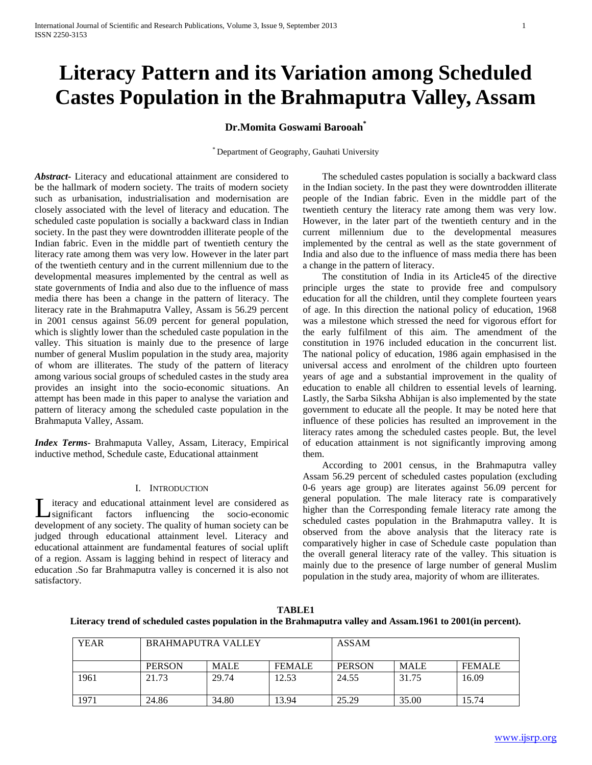# Literacy Pattern and its Variation among Scheduled Castes Population in the Brahmaputra Valley, Assam

**Dr.Momita Goswami Barooah[*]**

[*] Department of Geography, Gauhati University

***Abstract***- Literacy and educational attainment are considered to be the hallmark of modern society. The traits of modern society such as urbanisation, industrialisation and modernisation are closely associated with the level of literacy and education. The scheduled caste population is socially a backward class in Indian society. In the past they were downtrodden illiterate people of the Indian fabric. Even in the middle part of twentieth century the literacy rate among them was very low. However in the later part of the twentieth century and in the current millennium due to the developmental measures implemented by the central as well as state governments of India and also due to the influence of mass media there has been a change in the pattern of literacy. The literacy rate in the Brahmaputra Valley, Assam is 56.29 percent in 2001 census against 56.09 percent for general population, which is slightly lower than the scheduled caste population in the valley. This situation is mainly due to the presence of large number of general Muslim population in the study area, majority of whom are illiterates. The study of the pattern of literacy among various social groups of scheduled castes in the study area provides an insight into the socio-economic situations. An attempt has been made in this paper to analyse the variation and pattern of literacy among the scheduled caste population in the Brahmaputa Valley, Assam.

***Index Terms***- Brahmaputa Valley, Assam, Literacy, Empirical inductive method, Schedule caste, Educational attainment

## I. INTRODUCTION

Literacy and educational attainment level are considered as significant factors influencing the socio-economic development of any society. The quality of human society can be judged through educational attainment level. Literacy and educational attainment are fundamental features of social uplift of a region. Assam is lagging behind in respect of literacy and education .So far Brahmaputra valley is concerned it is also not satisfactory.

The scheduled castes population is socially a backward class in the Indian society. In the past they were downtrodden illiterate people of the Indian fabric. Even in the middle part of the twentieth century the literacy rate among them was very low. However, in the later part of the twentieth century and in the current millennium due to the developmental measures implemented by the central as well as the state government of India and also due to the influence of mass media there has been a change in the pattern of literacy.

The constitution of India in its Article45 of the directive principle urges the state to provide free and compulsory education for all the children, until they complete fourteen years of age. In this direction the national policy of education, 1968 was a milestone which stressed the need for vigorous effort for the early fulfilment of this aim. The amendment of the constitution in 1976 included education in the concurrent list. The national policy of education, 1986 again emphasised in the universal access and enrolment of the children upto fourteen years of age and a substantial improvement in the quality of education to enable all children to essential levels of learning. Lastly, the Sarba Siksha Abhijan is also implemented by the state government to educate all the people. It may be noted here that influence of these policies has resulted an improvement in the literacy rates among the scheduled castes people. But, the level of education attainment is not significantly improving among them.

According to 2001 census, in the Brahmaputra valley Assam 56.29 percent of scheduled castes population (excluding 0-6 years age group) are literates against 56.09 percent for general population. The male literacy rate is comparatively higher than the Corresponding female literacy rate among the scheduled castes population in the Brahmaputra valley. It is observed from the above analysis that the literacy rate is comparatively higher in case of Schedule caste population than the overall general literacy rate of the valley. This situation is mainly due to the presence of large number of general Muslim population in the study area, majority of whom are illiterates.

**TABLE1**
**Literacy trend of scheduled castes population in the Brahmaputra valley and Assam.1961 to 2001(in percent).**

| YEAR | BRAHMAPUTRA VALLEY | | | ASSAM | | |
|---|---|---|---|---|---|---|
| | PERSON | MALE | FEMALE | PERSON | MALE | FEMALE |
| 1961 | 21.73 | 29.74 | 12.53 | 24.55 | 31.75 | 16.09 |
| 1971 | 24.86 | 34.80 | 13.94 | 25.29 | 35.00 | 15.74 |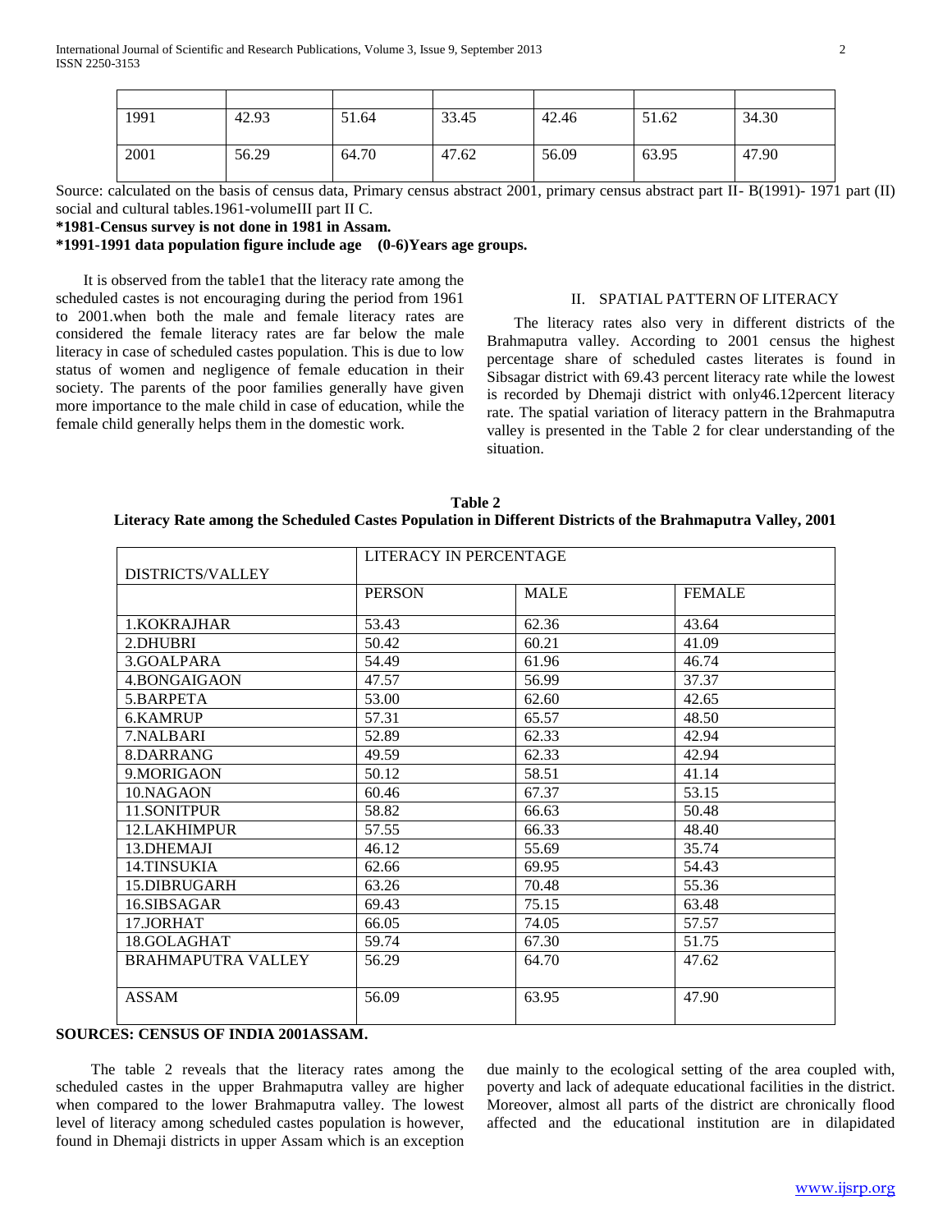| | | | | | | |
|---|---|---|---|---|---|---|
| 1991 | 42.93 | 51.64 | 33.45 | 42.46 | 51.62 | 34.30 |
| 2001 | 56.29 | 64.70 | 47.62 | 56.09 | 63.95 | 47.90 |

Source: calculated on the basis of census data, Primary census abstract 2001, primary census abstract part II- B(1991)- 1971 part (II) social and cultural tables.1961-volumeIII part II C.

**\*1981-Census survey is not done in 1981 in Assam.**

**\*1991-1991 data population figure include age (0-6)Years age groups.**

It is observed from the table1 that the literacy rate among the scheduled castes is not encouraging during the period from 1961 to 2001.when both the male and female literacy rates are considered the female literacy rates are far below the male literacy in case of scheduled castes population. This is due to low status of women and negligence of female education in their society. The parents of the poor families generally have given more importance to the male child in case of education, while the female child generally helps them in the domestic work.

## II. SPATIAL PATTERN OF LITERACY

The literacy rates also very in different districts of the Brahmaputra valley. According to 2001 census the highest percentage share of scheduled castes literates is found in Sibsagar district with 69.43 percent literacy rate while the lowest is recorded by Dhemaji district with only46.12percent literacy rate. The spatial variation of literacy pattern in the Brahmaputra valley is presented in the Table 2 for clear understanding of the situation.

**Table 2**
**Literacy Rate among the Scheduled Castes Population in Different Districts of the Brahmaputra Valley, 2001**

| DISTRICTS/VALLEY | LITERACY IN PERCENTAGE | | |
|---|---|---|---|
| | PERSON | MALE | FEMALE |
| 1.KOKRAJHAR | 53.43 | 62.36 | 43.64 |
| 2.DHUBRI | 50.42 | 60.21 | 41.09 |
| 3.GOALPARA | 54.49 | 61.96 | 46.74 |
| 4.BONGAIGAON | 47.57 | 56.99 | 37.37 |
| 5.BARPETA | 53.00 | 62.60 | 42.65 |
| 6.KAMRUP | 57.31 | 65.57 | 48.50 |
| 7.NALBARI | 52.89 | 62.33 | 42.94 |
| 8.DARRANG | 49.59 | 62.33 | 42.94 |
| 9.MORIGAON | 50.12 | 58.51 | 41.14 |
| 10.NAGAON | 60.46 | 67.37 | 53.15 |
| 11.SONITPUR | 58.82 | 66.63 | 50.48 |
| 12.LAKHIMPUR | 57.55 | 66.33 | 48.40 |
| 13.DHEMAJI | 46.12 | 55.69 | 35.74 |
| 14.TINSUKIA | 62.66 | 69.95 | 54.43 |
| 15.DIBRUGARH | 63.26 | 70.48 | 55.36 |
| 16.SIBSAGAR | 69.43 | 75.15 | 63.48 |
| 17.JORHAT | 66.05 | 74.05 | 57.57 |
| 18.GOLAGHAT | 59.74 | 67.30 | 51.75 |
| BRAHMAPUTRA VALLEY | 56.29 | 64.70 | 47.62 |
| ASSAM | 56.09 | 63.95 | 47.90 |

**SOURCES: CENSUS OF INDIA 2001ASSAM.**

The table 2 reveals that the literacy rates among the scheduled castes in the upper Brahmaputra valley are higher when compared to the lower Brahmaputra valley. The lowest level of literacy among scheduled castes population is however, found in Dhemaji districts in upper Assam which is an exception due mainly to the ecological setting of the area coupled with, poverty and lack of adequate educational facilities in the district. Moreover, almost all parts of the district are chronically flood affected and the educational institution are in dilapidated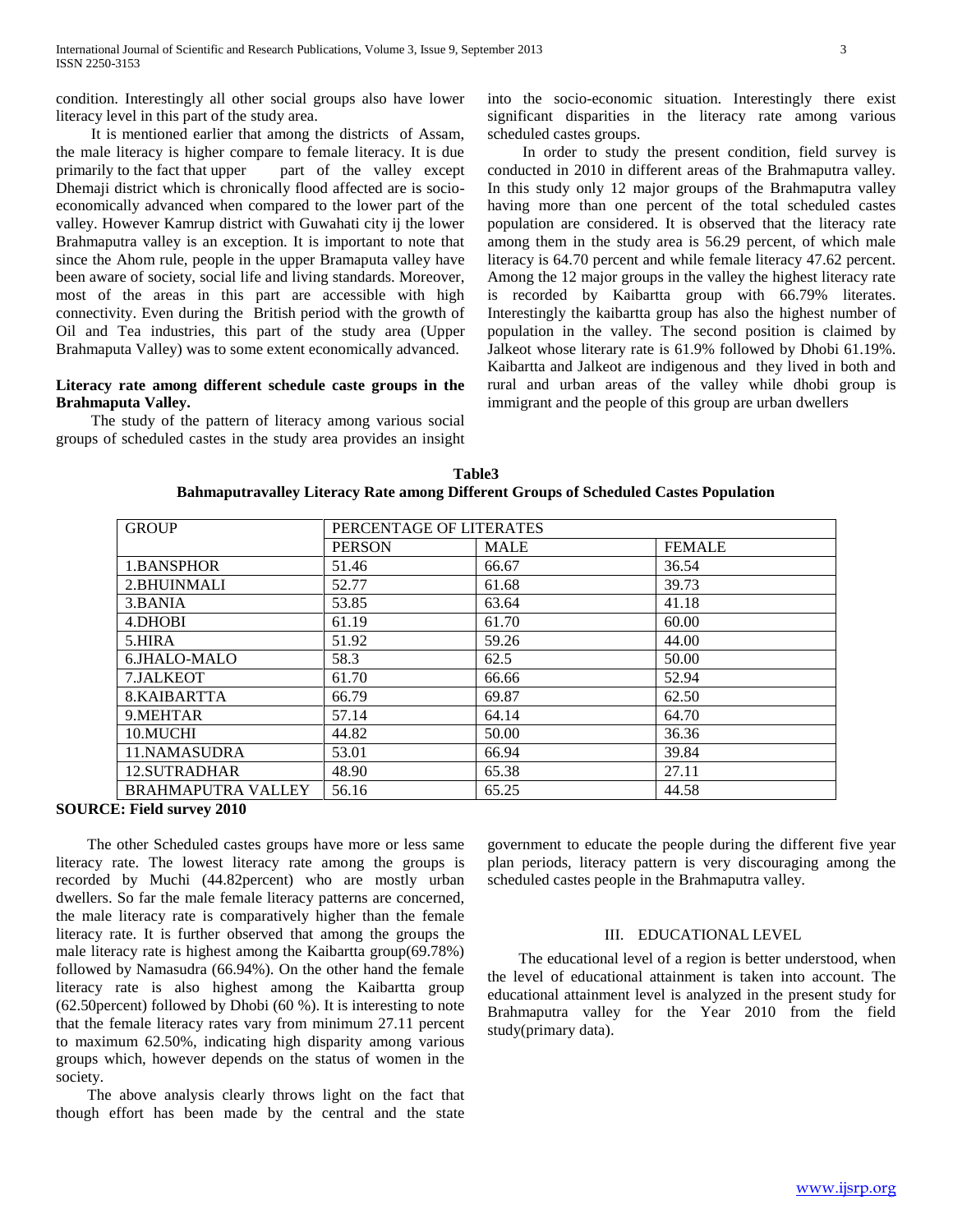condition. Interestingly all other social groups also have lower literacy level in this part of the study area.

It is mentioned earlier that among the districts of Assam, the male literacy is higher compare to female literacy. It is due primarily to the fact that upper part of the valley except Dhemaji district which is chronically flood affected are is socio-economically advanced when compared to the lower part of the valley. However Kamrup district with Guwahati city ij the lower Brahmaputra valley is an exception. It is important to note that since the Ahom rule, people in the upper Bramaputa valley have been aware of society, social life and living standards. Moreover, most of the areas in this part are accessible with high connectivity. Even during the British period with the growth of Oil and Tea industries, this part of the study area (Upper Brahmaputa Valley) was to some extent economically advanced.

**Literacy rate among different schedule caste groups in the Brahmaputa Valley.**

The study of the pattern of literacy among various social groups of scheduled castes in the study area provides an insight into the socio-economic situation. Interestingly there exist significant disparities in the literacy rate among various scheduled castes groups.

In order to study the present condition, field survey is conducted in 2010 in different areas of the Brahmaputra valley. In this study only 12 major groups of the Brahmaputra valley having more than one percent of the total scheduled castes population are considered. It is observed that the literacy rate among them in the study area is 56.29 percent, of which male literacy is 64.70 percent and while female literacy 47.62 percent. Among the 12 major groups in the valley the highest literacy rate is recorded by Kaibartta group with 66.79% literates. Interestingly the kaibartta group has also the highest number of population in the valley. The second position is claimed by Jalkeot whose literary rate is 61.9% followed by Dhobi 61.19%. Kaibartta and Jalkeot are indigenous and they lived in both and rural and urban areas of the valley while dhobi group is immigrant and the people of this group are urban dwellers

**Table3**
**Bahmaputravalley Literacy Rate among Different Groups of Scheduled Castes Population**

| GROUP | PERCENTAGE OF LITERATES | | |
|---|---|---|---|
| | PERSON | MALE | FEMALE |
| 1.BANSPHOR | 51.46 | 66.67 | 36.54 |
| 2.BHUINMALI | 52.77 | 61.68 | 39.73 |
| 3.BANIA | 53.85 | 63.64 | 41.18 |
| 4.DHOBI | 61.19 | 61.70 | 60.00 |
| 5.HIRA | 51.92 | 59.26 | 44.00 |
| 6.JHALO-MALO | 58.3 | 62.5 | 50.00 |
| 7.JALKEOT | 61.70 | 66.66 | 52.94 |
| 8.KAIBARTTA | 66.79 | 69.87 | 62.50 |
| 9.MEHTAR | 57.14 | 64.14 | 64.70 |
| 10.MUCHI | 44.82 | 50.00 | 36.36 |
| 11.NAMASUDRA | 53.01 | 66.94 | 39.84 |
| 12.SUTRADHAR | 48.90 | 65.38 | 27.11 |
| BRAHMAPUTRA VALLEY | 56.16 | 65.25 | 44.58 |

**SOURCE: Field survey 2010**

The other Scheduled castes groups have more or less same literacy rate. The lowest literacy rate among the groups is recorded by Muchi (44.82percent) who are mostly urban dwellers. So far the male female literacy patterns are concerned, the male literacy rate is comparatively higher than the female literacy rate. It is further observed that among the groups the male literacy rate is highest among the Kaibartta group(69.78%) followed by Namasudra (66.94%). On the other hand the female literacy rate is also highest among the Kaibartta group (62.50percent) followed by Dhobi (60 %). It is interesting to note that the female literacy rates vary from minimum 27.11 percent to maximum 62.50%, indicating high disparity among various groups which, however depends on the status of women in the society.

The above analysis clearly throws light on the fact that though effort has been made by the central and the state government to educate the people during the different five year plan periods, literacy pattern is very discouraging among the scheduled castes people in the Brahmaputra valley.

## III. EDUCATIONAL LEVEL

The educational level of a region is better understood, when the level of educational attainment is taken into account. The educational attainment level is analyzed in the present study for Brahmaputra valley for the Year 2010 from the field study(primary data).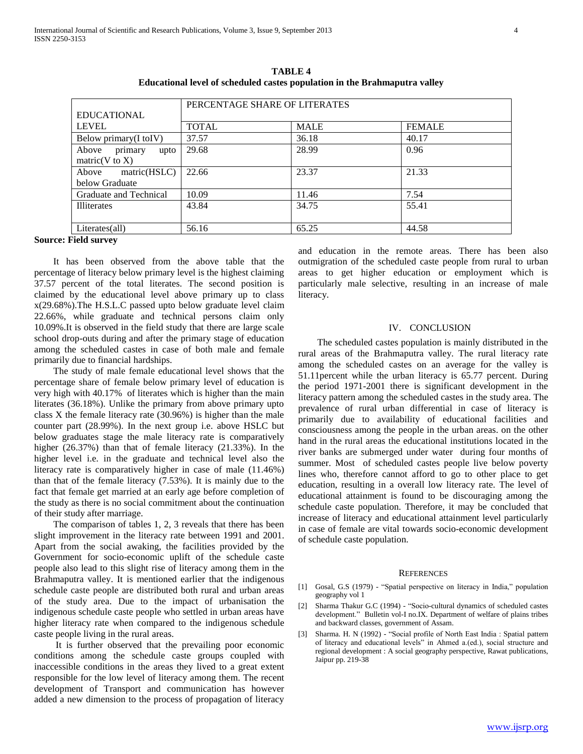**TABLE 4**
**Educational level of scheduled castes population in the Brahmaputra valley**

| EDUCATIONAL LEVEL | PERCENTAGE SHARE OF LITERATES | | |
|---|---|---|---|
| | TOTAL | MALE | FEMALE |
| Below primary(I toIV) | 37.57 | 36.18 | 40.17 |
| Above primary upto matric(V to X) | 29.68 | 28.99 | 0.96 |
| Above matric(HSLC) below Graduate | 22.66 | 23.37 | 21.33 |
| Graduate and Technical | 10.09 | 11.46 | 7.54 |
| Illiterates | 43.84 | 34.75 | 55.41 |
| Literates(all) | 56.16 | 65.25 | 44.58 |

**Source: Field survey**

It has been observed from the above table that the percentage of literacy below primary level is the highest claiming 37.57 percent of the total literates. The second position is claimed by the educational level above primary up to class x(29.68%).The H.S.L.C passed upto below graduate level claim 22.66%, while graduate and technical persons claim only 10.09%.It is observed in the field study that there are large scale school drop-outs during and after the primary stage of education among the scheduled castes in case of both male and female primarily due to financial hardships.

The study of male female educational level shows that the percentage share of female below primary level of education is very high with 40.17% of literates which is higher than the main literates (36.18%). Unlike the primary from above primary upto class X the female literacy rate (30.96%) is higher than the male counter part (28.99%). In the next group i.e. above HSLC but below graduates stage the male literacy rate is comparatively higher (26.37%) than that of female literacy (21.33%). In the higher level i.e. in the graduate and technical level also the literacy rate is comparatively higher in case of male (11.46%) than that of the female literacy (7.53%). It is mainly due to the fact that female get married at an early age before completion of the study as there is no social commitment about the continuation of their study after marriage.

The comparison of tables 1, 2, 3 reveals that there has been slight improvement in the literacy rate between 1991 and 2001. Apart from the social awaking, the facilities provided by the Government for socio-economic uplift of the schedule caste people also lead to this slight rise of literacy among them in the Brahmaputra valley. It is mentioned earlier that the indigenous schedule caste people are distributed both rural and urban areas of the study area. Due to the impact of urbanisation the indigenous schedule caste people who settled in urban areas have higher literacy rate when compared to the indigenous schedule caste people living in the rural areas.

It is further observed that the prevailing poor economic conditions among the schedule caste groups coupled with inaccessible conditions in the areas they lived to a great extent responsible for the low level of literacy among them. The recent development of Transport and communication has however added a new dimension to the process of propagation of literacy and education in the remote areas. There has been also outmigration of the scheduled caste people from rural to urban areas to get higher education or employment which is particularly male selective, resulting in an increase of male literacy.

## IV. CONCLUSION

The scheduled castes population is mainly distributed in the rural areas of the Brahmaputra valley. The rural literacy rate among the scheduled castes on an average for the valley is 51.11percent while the urban literacy is 65.77 percent. During the period 1971-2001 there is significant development in the literacy pattern among the scheduled castes in the study area. The prevalence of rural urban differential in case of literacy is primarily due to availability of educational facilities and consciousness among the people in the urban areas. on the other hand in the rural areas the educational institutions located in the river banks are submerged under water during four months of summer. Most of scheduled castes people live below poverty lines who, therefore cannot afford to go to other place to get education, resulting in a overall low literacy rate. The level of educational attainment is found to be discouraging among the schedule caste population. Therefore, it may be concluded that increase of literacy and educational attainment level particularly in case of female are vital towards socio-economic development of schedule caste population.

## REFERENCES

[1] Gosal, G.S (1979) - "Spatial perspective on literacy in India," population geography vol 1

[2] Sharma Thakur G.C (1994) - "Socio-cultural dynamics of scheduled castes development." Bulletin vol-I no.IX. Department of welfare of plains tribes and backward classes, government of Assam.

[3] Sharma. H. N (1992) - "Social profile of North East India : Spatial pattern of literacy and educational levels" in Ahmed a.(ed.), social structure and regional development : A social geography perspective, Rawat publications, Jaipur pp. 219-38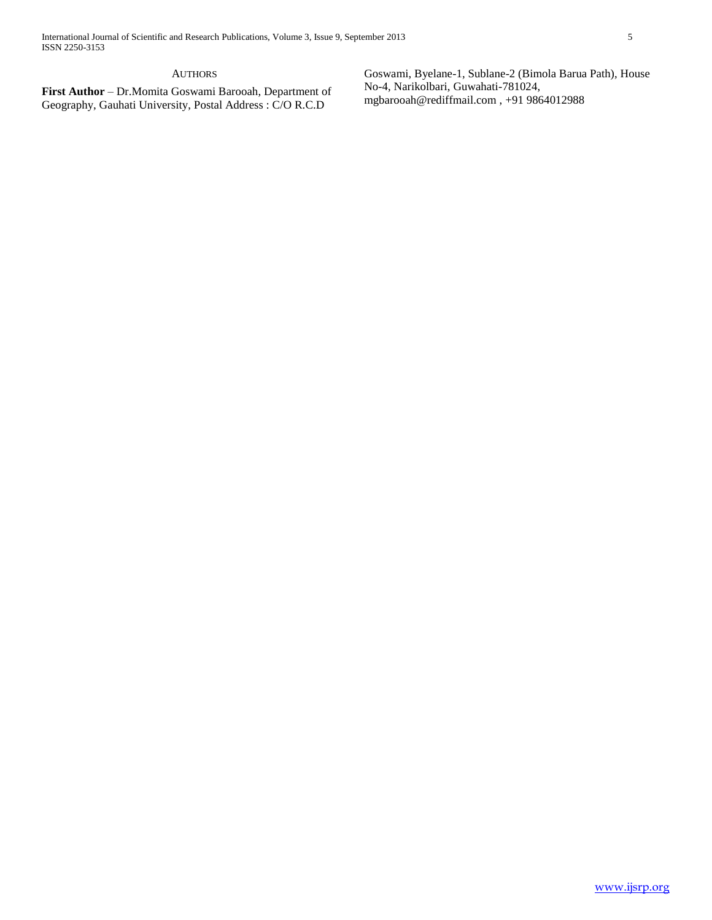## AUTHORS

**First Author** – Dr.Momita Goswami Barooah, Department of Geography, Gauhati University, Postal Address : C/O R.C.D Goswami, Byelane-1, Sublane-2 (Bimola Barua Path), House No-4, Narikolbari, Guwahati-781024, mgbarooah@rediffmail.com , +91 9864012988